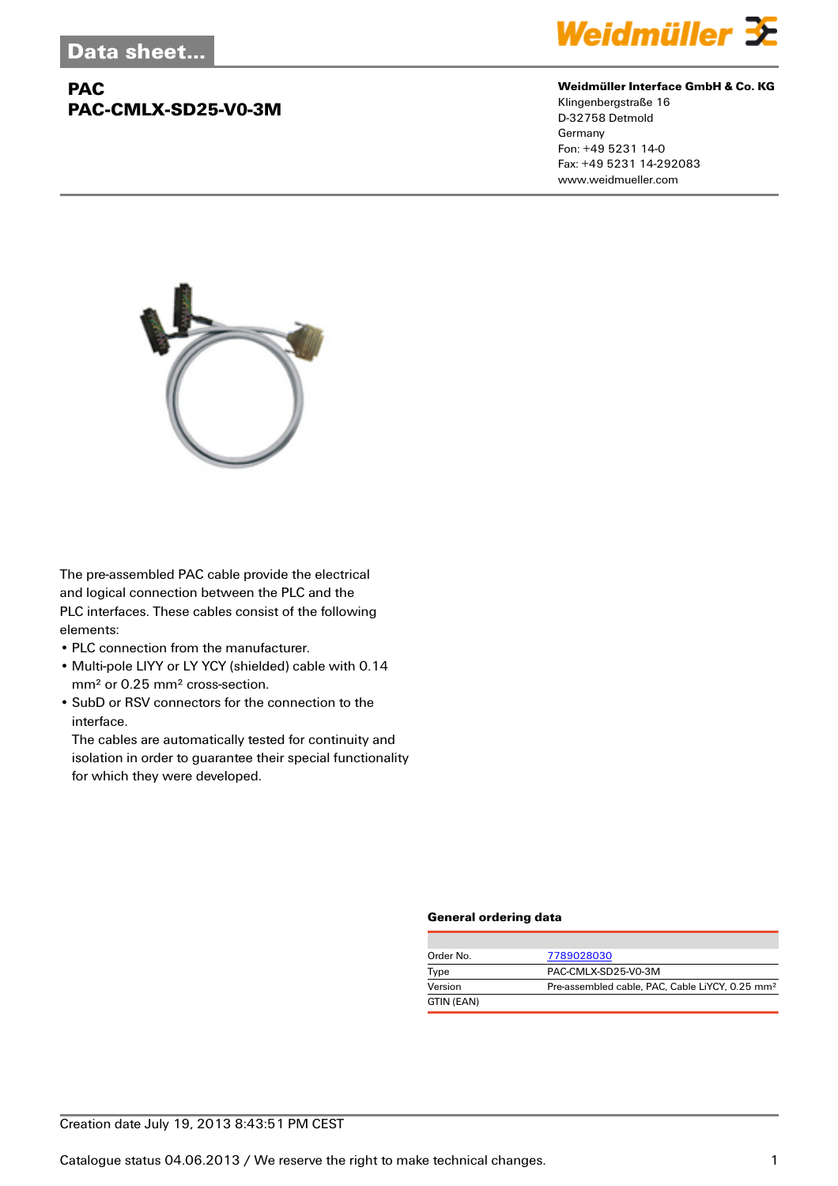# Data sheet...

## PAC
## PAC-CMLX-SD25-V0-3M

**Weidmüller Interface GmbH & Co. KG**
Klingenbergstraße 16
D-32758 Detmold
Germany
Fon: +49 5231 14-0
Fax: +49 5231 14-292083
www.weidmueller.com

The pre-assembled PAC cable provide the electrical and logical connection between the PLC and the PLC interfaces. These cables consist of the following elements:

- PLC connection from the manufacturer.
- Multi-pole LIYY or LY YCY (shielded) cable with 0.14 mm² or 0.25 mm² cross-section.
- SubD or RSV connectors for the connection to the interface.
  The cables are automatically tested for continuity and isolation in order to guarantee their special functionality for which they were developed.

### General ordering data

| | |
|---|---|
| Order No. | 7789028030 |
| Type | PAC-CMLX-SD25-V0-3M |
| Version | Pre-assembled cable, PAC, Cable LiYCY, 0.25 mm² |
| GTIN (EAN) | |

Creation date July 19, 2013 8:43:51 PM CEST

Catalogue status 04.06.2013 / We reserve the right to make technical changes.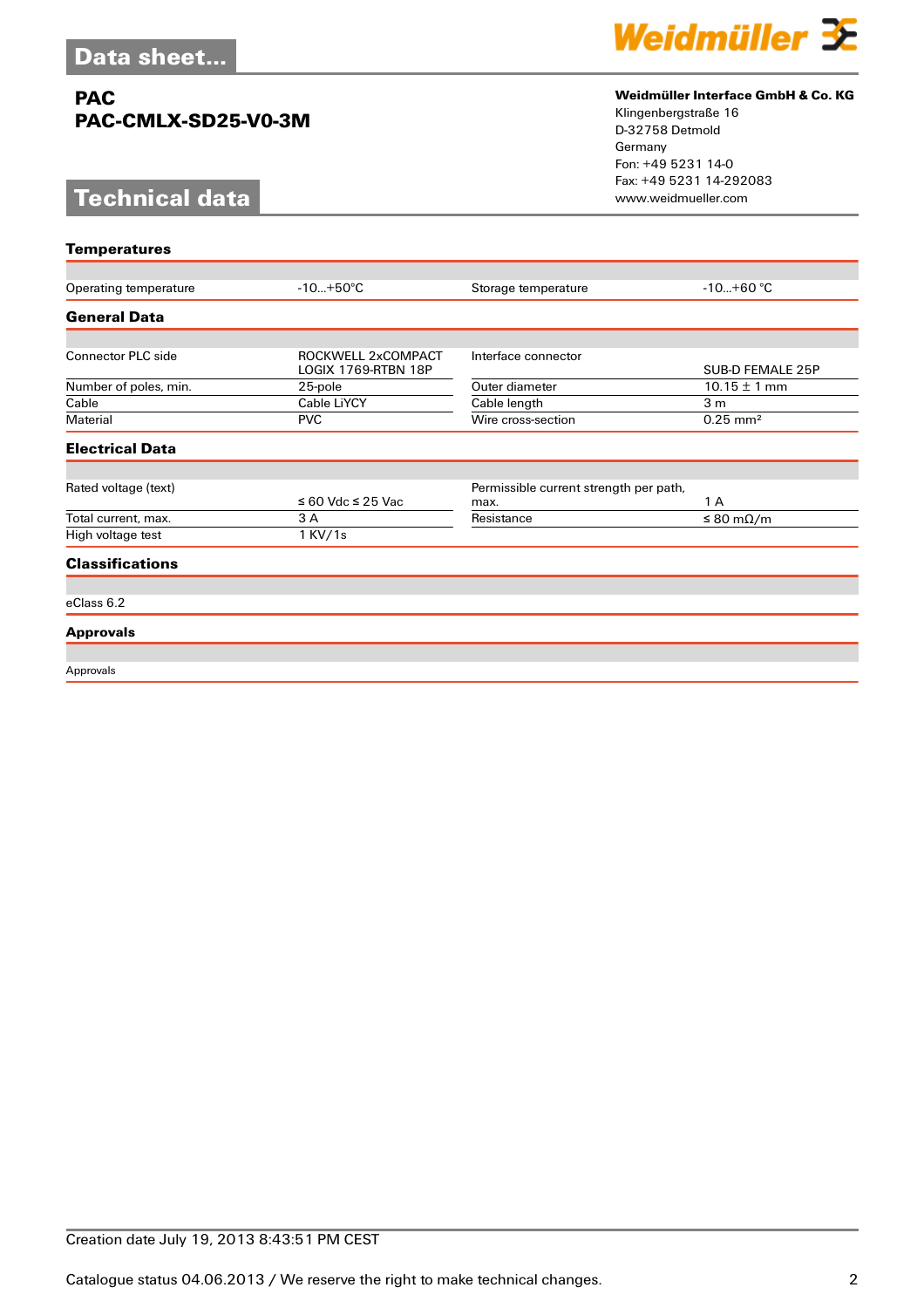# Data sheet...

## PAC
## PAC-CMLX-SD25-V0-3M

**Weidmüller Interface GmbH & Co. KG**
Klingenbergstraße 16
D-32758 Detmold
Germany
Fon: +49 5231 14-0
Fax: +49 5231 14-292083
www.weidmueller.com

# Technical data

### Temperatures

| | | | |
|---|---|---|---|
| Operating temperature | -10...+50°C | Storage temperature | -10...+60 °C |

### General Data

| | | | |
|---|---|---|---|
| Connector PLC side | ROCKWELL 2xCOMPACT LOGIX 1769-RTBN 18P | Interface connector | SUB-D FEMALE 25P |
| Number of poles, min. | 25-pole | Outer diameter | 10.15 ± 1 mm |
| Cable | Cable LiYCY | Cable length | 3 m |
| Material | PVC | Wire cross-section | 0.25 mm² |

### Electrical Data

| | | | |
|---|---|---|---|
| Rated voltage (text) | ≤ 60 Vdc ≤ 25 Vac | Permissible current strength per path, max. | 1 A |
| Total current, max. | 3 A | Resistance | ≤ 80 mΩ/m |
| High voltage test | 1 KV/1s | | |

### Classifications

eClass 6.2

### Approvals

Approvals

Creation date July 19, 2013 8:43:51 PM CEST

Catalogue status 04.06.2013 / We reserve the right to make technical changes.